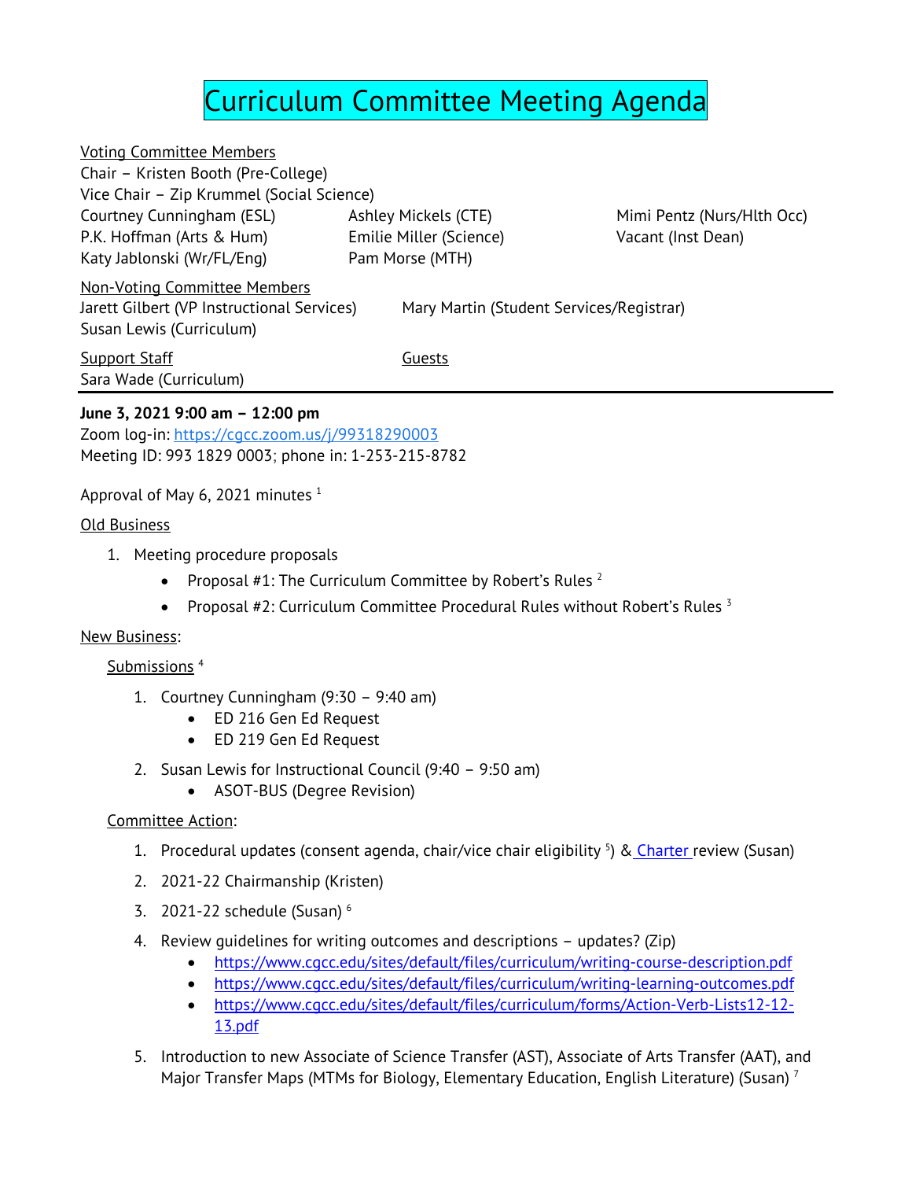# Curriculum Committee Meeting Agenda

Voting Committee Members

Chair – Kristen Booth (Pre-College)

Vice Chair – Zip Krummel (Social Science)

Courtney Cunningham (ESL)

P.K. Hoffman (Arts & Hum)

Katy Jablonski (Wr/FL/Eng)

Ashley Mickels (CTE)

Emilie Miller (Science)

Pam Morse (MTH)

Mimi Pentz (Nurs/Hlth Occ)

Vacant (Inst Dean)

Non-Voting Committee Members

Jarett Gilbert (VP Instructional Services)

Susan Lewis (Curriculum)

Mary Martin (Student Services/Registrar)

Support Staff

Sara Wade (Curriculum)

Guests

---

**June 3, 2021 9:00 am – 12:00 pm**

Zoom log-in: https://cgcc.zoom.us/j/99318290003

Meeting ID: 993 1829 0003; phone in: 1-253-215-8782

Approval of May 6, 2021 minutes [1]

Old Business

1. Meeting procedure proposals
   - Proposal #1: The Curriculum Committee by Robert's Rules [2]
   - Proposal #2: Curriculum Committee Procedural Rules without Robert's Rules [3]

New Business:

Submissions [4]

1. Courtney Cunningham (9:30 – 9:40 am)
   - ED 216 Gen Ed Request
   - ED 219 Gen Ed Request
2. Susan Lewis for Instructional Council (9:40 – 9:50 am)
   - ASOT-BUS (Degree Revision)

Committee Action:

1. Procedural updates (consent agenda, chair/vice chair eligibility [5]) & Charter review (Susan)
2. 2021-22 Chairmanship (Kristen)
3. 2021-22 schedule (Susan) [6]
4. Review guidelines for writing outcomes and descriptions – updates? (Zip)
   - https://www.cgcc.edu/sites/default/files/curriculum/writing-course-description.pdf
   - https://www.cgcc.edu/sites/default/files/curriculum/writing-learning-outcomes.pdf
   - https://www.cgcc.edu/sites/default/files/curriculum/forms/Action-Verb-Lists12-12-13.pdf
5. Introduction to new Associate of Science Transfer (AST), Associate of Arts Transfer (AAT), and Major Transfer Maps (MTMs for Biology, Elementary Education, English Literature) (Susan) [7]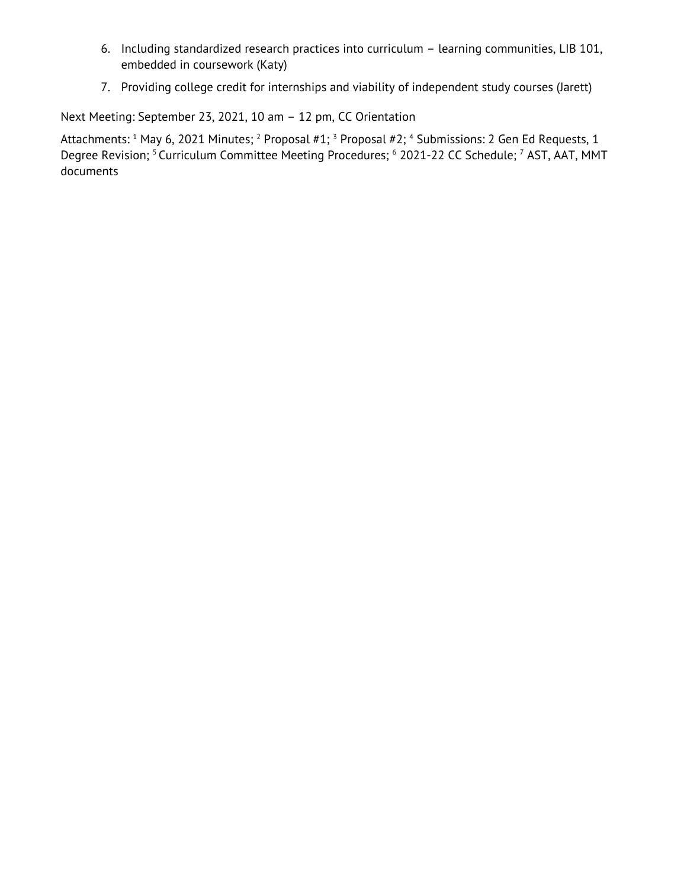6. Including standardized research practices into curriculum – learning communities, LIB 101, embedded in coursework (Katy)
7. Providing college credit for internships and viability of independent study courses (Jarett)

Next Meeting: September 23, 2021, 10 am – 12 pm, CC Orientation

Attachments: [1] May 6, 2021 Minutes; [2] Proposal #1; [3] Proposal #2; [4] Submissions: 2 Gen Ed Requests, 1 Degree Revision; [5] Curriculum Committee Meeting Procedures; [6] 2021-22 CC Schedule; [7] AST, AAT, MMT documents